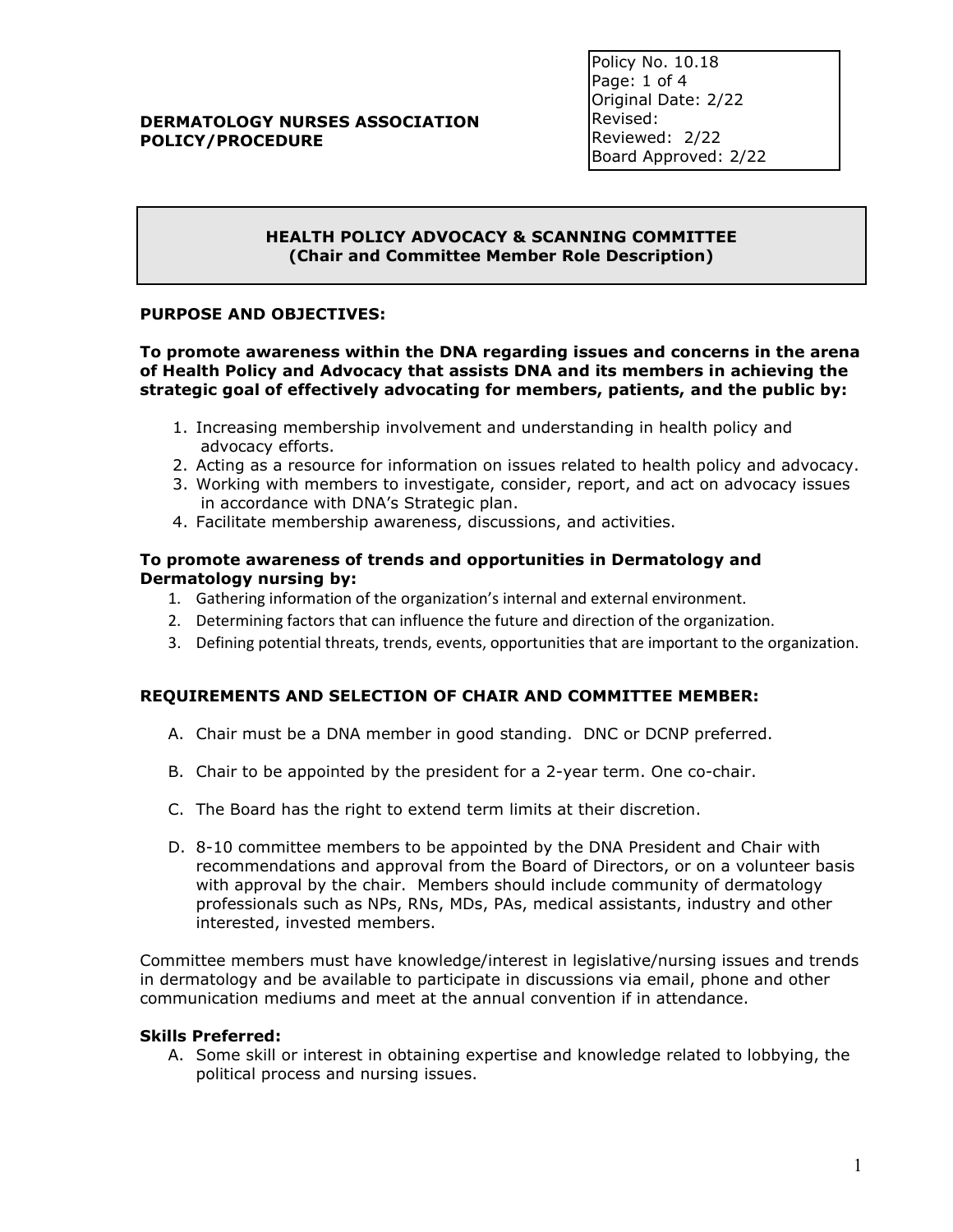**DERMATOLOGY NURSES ASSOCIATION**
**POLICY/PROCEDURE**

Policy No. 10.18
Page: 1 of 4
Original Date: 2/22
Revised:
Reviewed: 2/22
Board Approved: 2/22

## HEALTH POLICY ADVOCACY & SCANNING COMMITTEE
## (Chair and Committee Member Role Description)

### PURPOSE AND OBJECTIVES:

**To promote awareness within the DNA regarding issues and concerns in the arena of Health Policy and Advocacy that assists DNA and its members in achieving the strategic goal of effectively advocating for members, patients, and the public by:**

1. Increasing membership involvement and understanding in health policy and advocacy efforts.
2. Acting as a resource for information on issues related to health policy and advocacy.
3. Working with members to investigate, consider, report, and act on advocacy issues in accordance with DNA's Strategic plan.
4. Facilitate membership awareness, discussions, and activities.

**To promote awareness of trends and opportunities in Dermatology and Dermatology nursing by:**

1. Gathering information of the organization's internal and external environment.
2. Determining factors that can influence the future and direction of the organization.
3. Defining potential threats, trends, events, opportunities that are important to the organization.

### REQUIREMENTS AND SELECTION OF CHAIR AND COMMITTEE MEMBER:

A. Chair must be a DNA member in good standing. DNC or DCNP preferred.

B. Chair to be appointed by the president for a 2-year term. One co-chair.

C. The Board has the right to extend term limits at their discretion.

D. 8-10 committee members to be appointed by the DNA President and Chair with recommendations and approval from the Board of Directors, or on a volunteer basis with approval by the chair. Members should include community of dermatology professionals such as NPs, RNs, MDs, PAs, medical assistants, industry and other interested, invested members.

Committee members must have knowledge/interest in legislative/nursing issues and trends in dermatology and be available to participate in discussions via email, phone and other communication mediums and meet at the annual convention if in attendance.

**Skills Preferred:**

A. Some skill or interest in obtaining expertise and knowledge related to lobbying, the political process and nursing issues.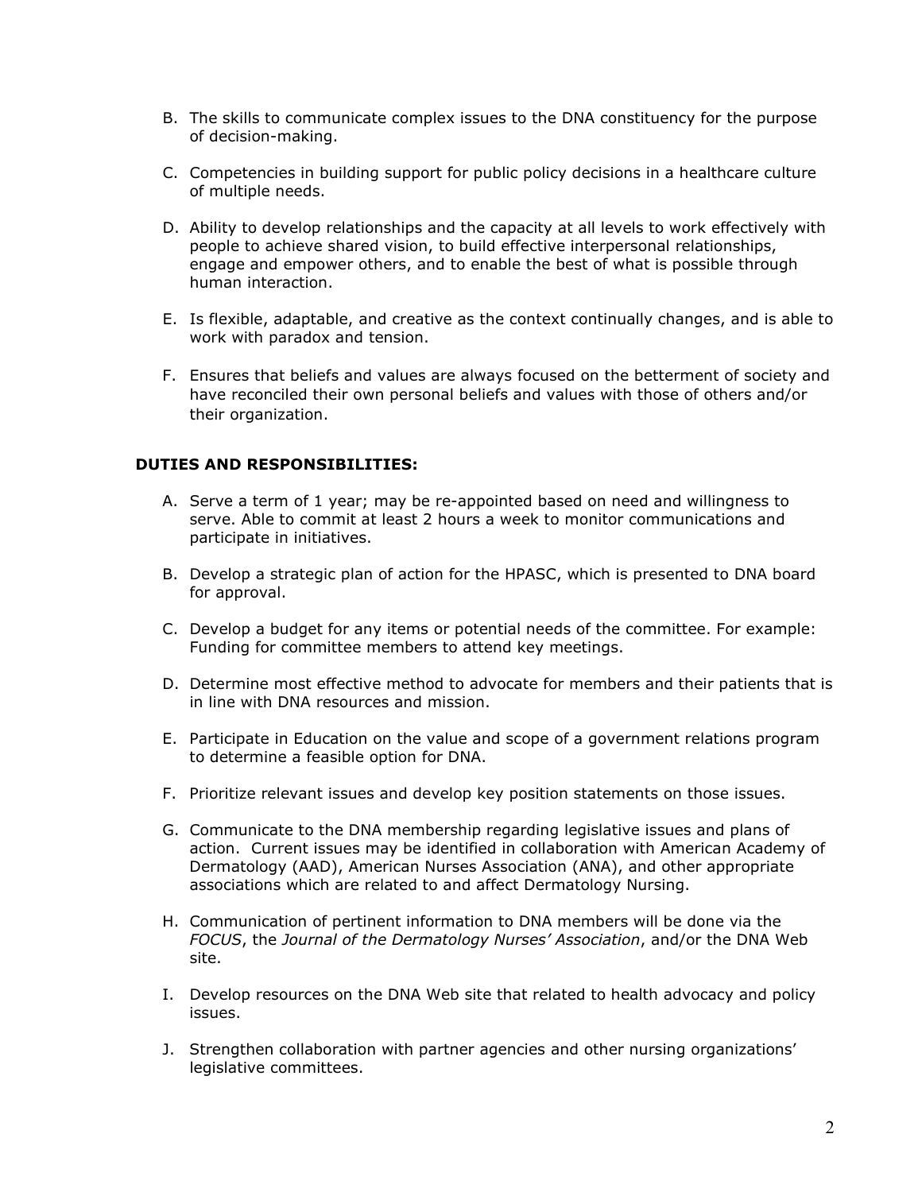B. The skills to communicate complex issues to the DNA constituency for the purpose of decision-making.

C. Competencies in building support for public policy decisions in a healthcare culture of multiple needs.

D. Ability to develop relationships and the capacity at all levels to work effectively with people to achieve shared vision, to build effective interpersonal relationships, engage and empower others, and to enable the best of what is possible through human interaction.

E. Is flexible, adaptable, and creative as the context continually changes, and is able to work with paradox and tension.

F. Ensures that beliefs and values are always focused on the betterment of society and have reconciled their own personal beliefs and values with those of others and/or their organization.

**DUTIES AND RESPONSIBILITIES:**

A. Serve a term of 1 year; may be re-appointed based on need and willingness to serve. Able to commit at least 2 hours a week to monitor communications and participate in initiatives.

B. Develop a strategic plan of action for the HPASC, which is presented to DNA board for approval.

C. Develop a budget for any items or potential needs of the committee. For example: Funding for committee members to attend key meetings.

D. Determine most effective method to advocate for members and their patients that is in line with DNA resources and mission.

E. Participate in Education on the value and scope of a government relations program to determine a feasible option for DNA.

F. Prioritize relevant issues and develop key position statements on those issues.

G. Communicate to the DNA membership regarding legislative issues and plans of action. Current issues may be identified in collaboration with American Academy of Dermatology (AAD), American Nurses Association (ANA), and other appropriate associations which are related to and affect Dermatology Nursing.

H. Communication of pertinent information to DNA members will be done via the *FOCUS*, the *Journal of the Dermatology Nurses' Association*, and/or the DNA Web site.

I. Develop resources on the DNA Web site that related to health advocacy and policy issues.

J. Strengthen collaboration with partner agencies and other nursing organizations' legislative committees.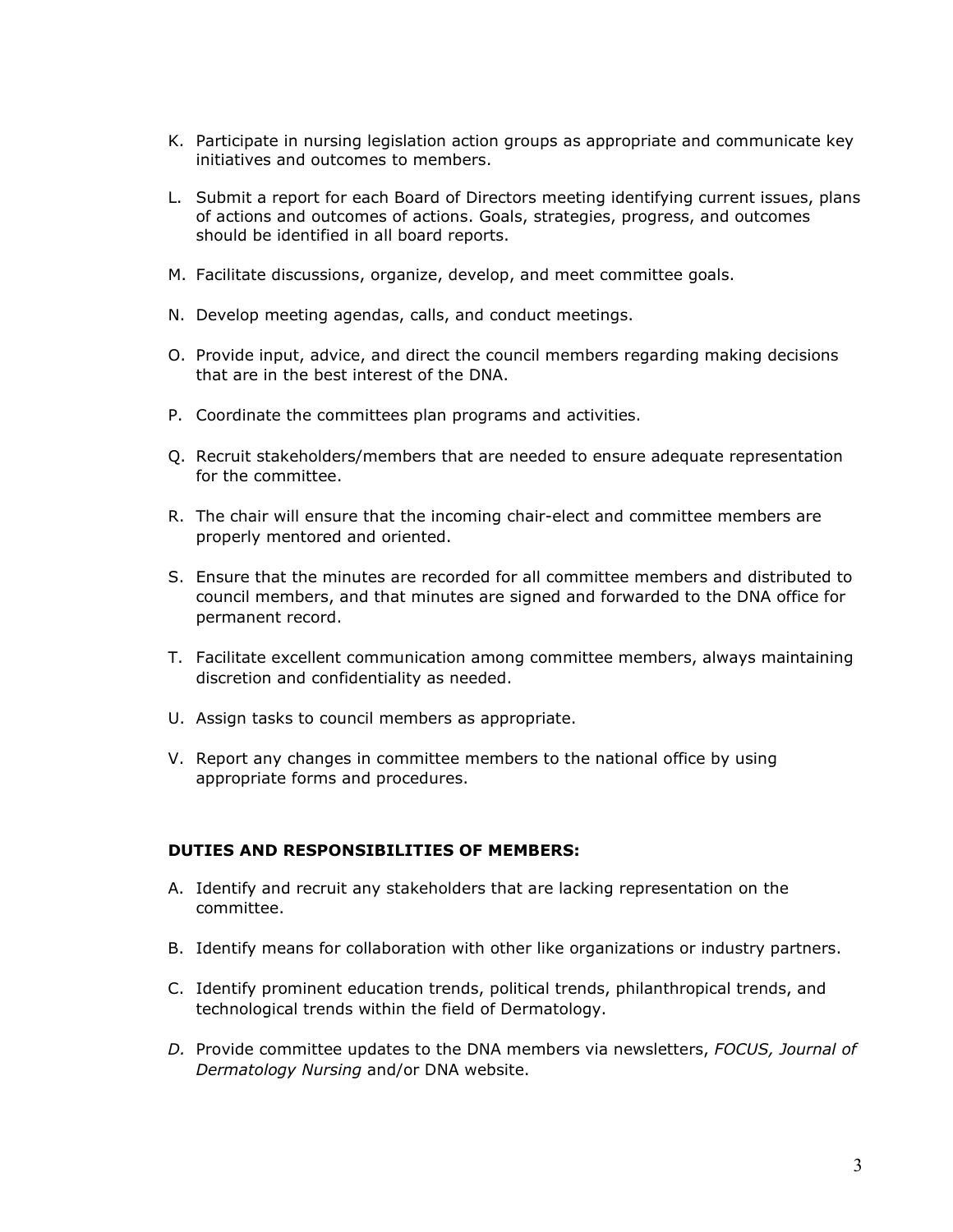K. Participate in nursing legislation action groups as appropriate and communicate key initiatives and outcomes to members.

L. Submit a report for each Board of Directors meeting identifying current issues, plans of actions and outcomes of actions. Goals, strategies, progress, and outcomes should be identified in all board reports.

M. Facilitate discussions, organize, develop, and meet committee goals.

N. Develop meeting agendas, calls, and conduct meetings.

O. Provide input, advice, and direct the council members regarding making decisions that are in the best interest of the DNA.

P. Coordinate the committees plan programs and activities.

Q. Recruit stakeholders/members that are needed to ensure adequate representation for the committee.

R. The chair will ensure that the incoming chair-elect and committee members are properly mentored and oriented.

S. Ensure that the minutes are recorded for all committee members and distributed to council members, and that minutes are signed and forwarded to the DNA office for permanent record.

T. Facilitate excellent communication among committee members, always maintaining discretion and confidentiality as needed.

U. Assign tasks to council members as appropriate.

V. Report any changes in committee members to the national office by using appropriate forms and procedures.

**DUTIES AND RESPONSIBILITIES OF MEMBERS:**

A. Identify and recruit any stakeholders that are lacking representation on the committee.

B. Identify means for collaboration with other like organizations or industry partners.

C. Identify prominent education trends, political trends, philanthropical trends, and technological trends within the field of Dermatology.

*D.* Provide committee updates to the DNA members via newsletters, *FOCUS, Journal of Dermatology Nursing* and/or DNA website.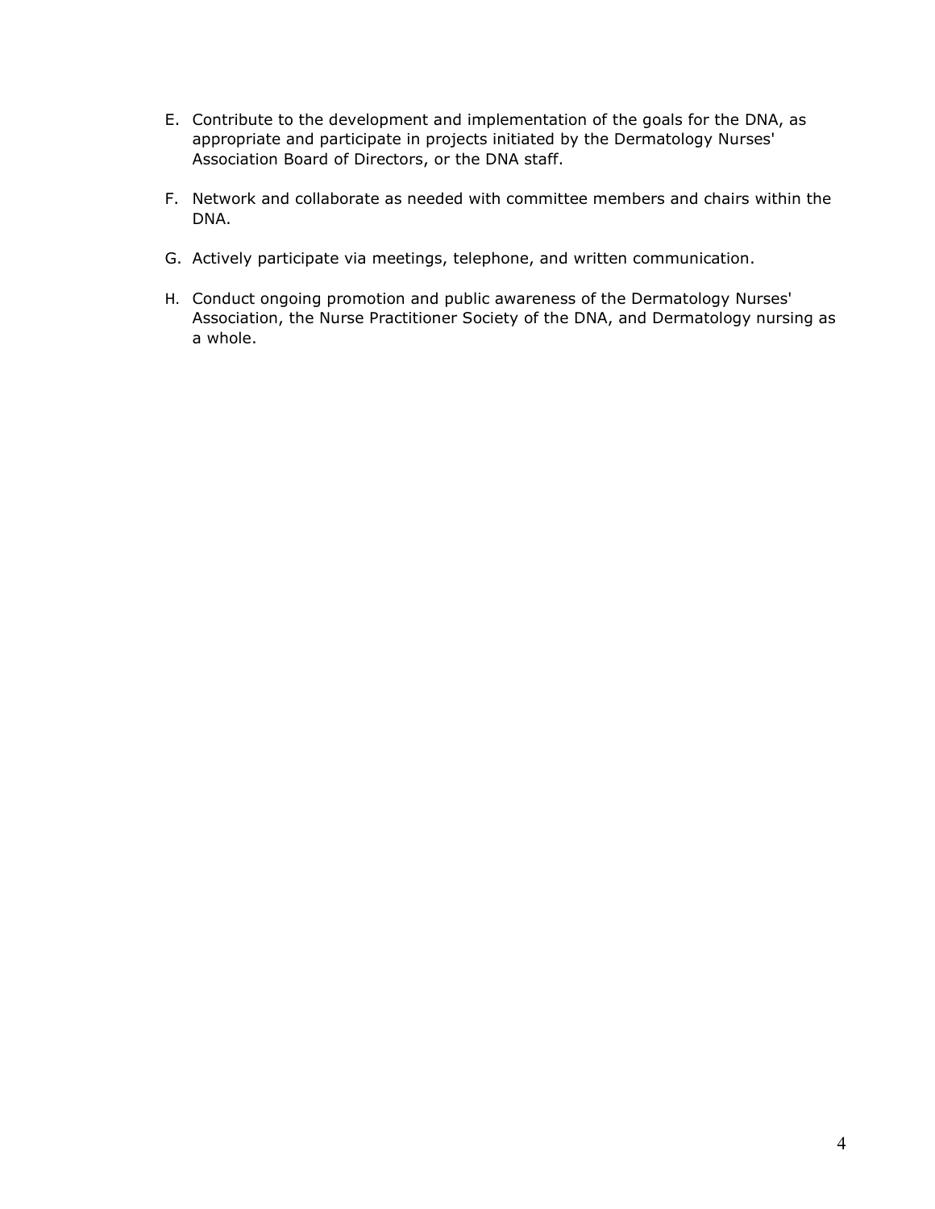E. Contribute to the development and implementation of the goals for the DNA, as appropriate and participate in projects initiated by the Dermatology Nurses' Association Board of Directors, or the DNA staff.

F. Network and collaborate as needed with committee members and chairs within the DNA.

G. Actively participate via meetings, telephone, and written communication.

H. Conduct ongoing promotion and public awareness of the Dermatology Nurses' Association, the Nurse Practitioner Society of the DNA, and Dermatology nursing as a whole.